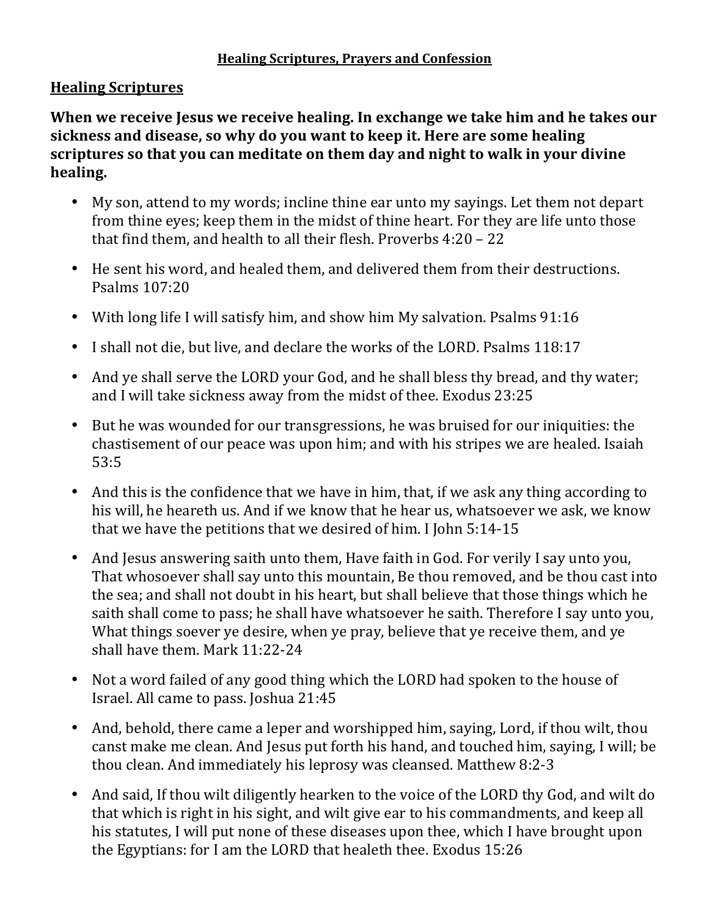# Healing Scriptures, Prayers and Confession

## Healing Scriptures

**When we receive Jesus we receive healing. In exchange we take him and he takes our sickness and disease, so why do you want to keep it. Here are some healing scriptures so that you can meditate on them day and night to walk in your divine healing.**

- My son, attend to my words; incline thine ear unto my sayings. Let them not depart from thine eyes; keep them in the midst of thine heart. For they are life unto those that find them, and health to all their flesh. Proverbs 4:20 – 22
- He sent his word, and healed them, and delivered them from their destructions. Psalms 107:20
- With long life I will satisfy him, and show him My salvation. Psalms 91:16
- I shall not die, but live, and declare the works of the LORD. Psalms 118:17
- And ye shall serve the LORD your God, and he shall bless thy bread, and thy water; and I will take sickness away from the midst of thee. Exodus 23:25
- But he was wounded for our transgressions, he was bruised for our iniquities: the chastisement of our peace was upon him; and with his stripes we are healed. Isaiah 53:5
- And this is the confidence that we have in him, that, if we ask any thing according to his will, he heareth us. And if we know that he hear us, whatsoever we ask, we know that we have the petitions that we desired of him. I John 5:14-15
- And Jesus answering saith unto them, Have faith in God. For verily I say unto you, That whosoever shall say unto this mountain, Be thou removed, and be thou cast into the sea; and shall not doubt in his heart, but shall believe that those things which he saith shall come to pass; he shall have whatsoever he saith. Therefore I say unto you, What things soever ye desire, when ye pray, believe that ye receive them, and ye shall have them. Mark 11:22-24
- Not a word failed of any good thing which the LORD had spoken to the house of Israel. All came to pass. Joshua 21:45
- And, behold, there came a leper and worshipped him, saying, Lord, if thou wilt, thou canst make me clean. And Jesus put forth his hand, and touched him, saying, I will; be thou clean. And immediately his leprosy was cleansed. Matthew 8:2-3
- And said, If thou wilt diligently hearken to the voice of the LORD thy God, and wilt do that which is right in his sight, and wilt give ear to his commandments, and keep all his statutes, I will put none of these diseases upon thee, which I have brought upon the Egyptians: for I am the LORD that healeth thee. Exodus 15:26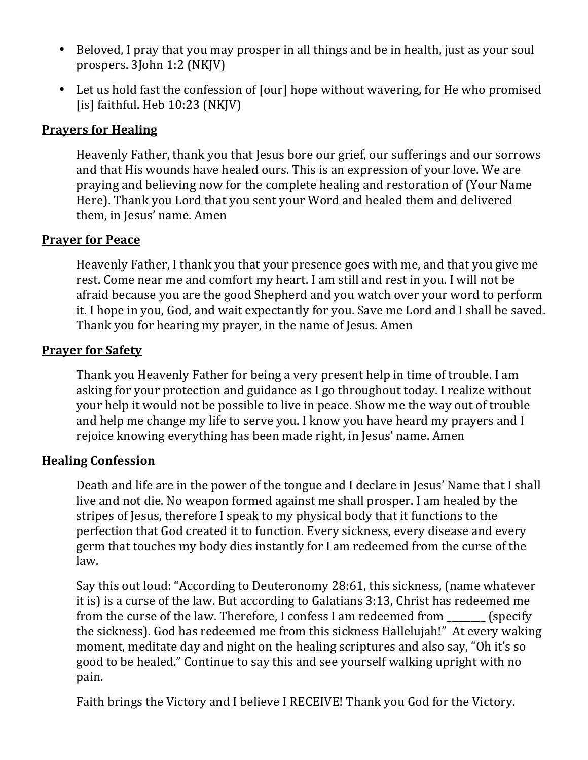- Beloved, I pray that you may prosper in all things and be in health, just as your soul prospers. 3John 1:2 (NKJV)
- Let us hold fast the confession of [our] hope without wavering, for He who promised [is] faithful. Heb 10:23 (NKJV)

## Prayers for Healing

Heavenly Father, thank you that Jesus bore our grief, our sufferings and our sorrows and that His wounds have healed ours. This is an expression of your love. We are praying and believing now for the complete healing and restoration of (Your Name Here). Thank you Lord that you sent your Word and healed them and delivered them, in Jesus' name. Amen

## Prayer for Peace

Heavenly Father, I thank you that your presence goes with me, and that you give me rest. Come near me and comfort my heart. I am still and rest in you. I will not be afraid because you are the good Shepherd and you watch over your word to perform it. I hope in you, God, and wait expectantly for you. Save me Lord and I shall be saved. Thank you for hearing my prayer, in the name of Jesus. Amen

## Prayer for Safety

Thank you Heavenly Father for being a very present help in time of trouble. I am asking for your protection and guidance as I go throughout today. I realize without your help it would not be possible to live in peace. Show me the way out of trouble and help me change my life to serve you. I know you have heard my prayers and I rejoice knowing everything has been made right, in Jesus' name. Amen

## Healing Confession

Death and life are in the power of the tongue and I declare in Jesus' Name that I shall live and not die. No weapon formed against me shall prosper. I am healed by the stripes of Jesus, therefore I speak to my physical body that it functions to the perfection that God created it to function. Every sickness, every disease and every germ that touches my body dies instantly for I am redeemed from the curse of the law.

Say this out loud: "According to Deuteronomy 28:61, this sickness, (name whatever it is) is a curse of the law. But according to Galatians 3:13, Christ has redeemed me from the curse of the law. Therefore, I confess I am redeemed from ________ (specify the sickness). God has redeemed me from this sickness Hallelujah!" At every waking moment, meditate day and night on the healing scriptures and also say, "Oh it's so good to be healed." Continue to say this and see yourself walking upright with no pain.

Faith brings the Victory and I believe I RECEIVE! Thank you God for the Victory.